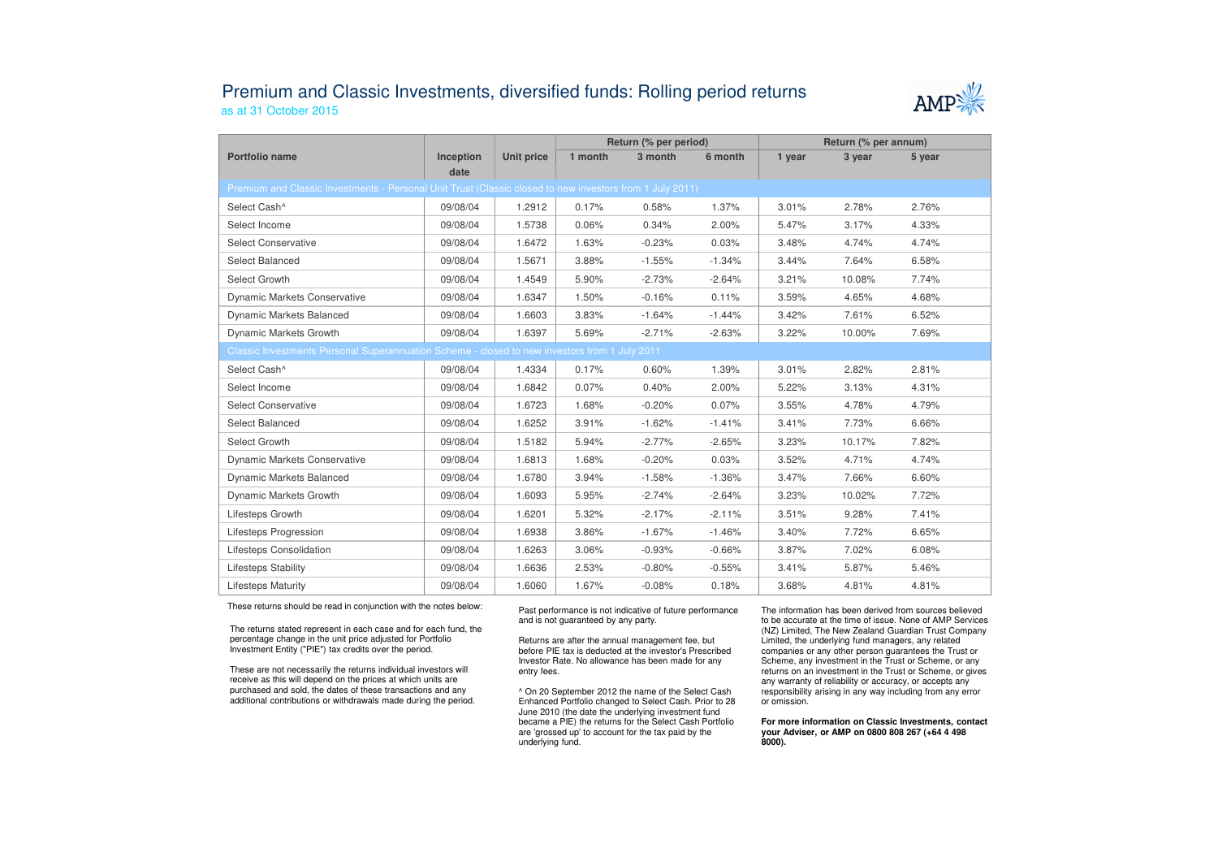# Premium and Classic Investments, diversified funds: Rolling period returns

as at 31 October 2015

| Portfolio name | Inception date | Unit price | Return (% per period) | | | Return (% per annum) | | |
|---|---|---|---|---|---|---|---|---|
| | | | 1 month | 3 month | 6 month | 1 year | 3 year | 5 year |
| **Premium and Classic Investments - Personal Unit Trust (Classic closed to new investors from 1 July 2011)** | | | | | | | | |
| Select Cash^ | 09/08/04 | 1.2912 | 0.17% | 0.58% | 1.37% | 3.01% | 2.78% | 2.76% |
| Select Income | 09/08/04 | 1.5738 | 0.06% | 0.34% | 2.00% | 5.47% | 3.17% | 4.33% |
| Select Conservative | 09/08/04 | 1.6472 | 1.63% | -0.23% | 0.03% | 3.48% | 4.74% | 4.74% |
| Select Balanced | 09/08/04 | 1.5671 | 3.88% | -1.55% | -1.34% | 3.44% | 7.64% | 6.58% |
| Select Growth | 09/08/04 | 1.4549 | 5.90% | -2.73% | -2.64% | 3.21% | 10.08% | 7.74% |
| Dynamic Markets Conservative | 09/08/04 | 1.6347 | 1.50% | -0.16% | 0.11% | 3.59% | 4.65% | 4.68% |
| Dynamic Markets Balanced | 09/08/04 | 1.6603 | 3.83% | -1.64% | -1.44% | 3.42% | 7.61% | 6.52% |
| Dynamic Markets Growth | 09/08/04 | 1.6397 | 5.69% | -2.71% | -2.63% | 3.22% | 10.00% | 7.69% |
| **Classic Investments Personal Superannuation Scheme - closed to new investors from 1 July 2011** | | | | | | | | |
| Select Cash^ | 09/08/04 | 1.4334 | 0.17% | 0.60% | 1.39% | 3.01% | 2.82% | 2.81% |
| Select Income | 09/08/04 | 1.6842 | 0.07% | 0.40% | 2.00% | 5.22% | 3.13% | 4.31% |
| Select Conservative | 09/08/04 | 1.6723 | 1.68% | -0.20% | 0.07% | 3.55% | 4.78% | 4.79% |
| Select Balanced | 09/08/04 | 1.6252 | 3.91% | -1.62% | -1.41% | 3.41% | 7.73% | 6.66% |
| Select Growth | 09/08/04 | 1.5182 | 5.94% | -2.77% | -2.65% | 3.23% | 10.17% | 7.82% |
| Dynamic Markets Conservative | 09/08/04 | 1.6813 | 1.68% | -0.20% | 0.03% | 3.52% | 4.71% | 4.74% |
| Dynamic Markets Balanced | 09/08/04 | 1.6780 | 3.94% | -1.58% | -1.36% | 3.47% | 7.66% | 6.60% |
| Dynamic Markets Growth | 09/08/04 | 1.6093 | 5.95% | -2.74% | -2.64% | 3.23% | 10.02% | 7.72% |
| Lifesteps Growth | 09/08/04 | 1.6201 | 5.32% | -2.17% | -2.11% | 3.51% | 9.28% | 7.41% |
| Lifesteps Progression | 09/08/04 | 1.6938 | 3.86% | -1.67% | -1.46% | 3.40% | 7.72% | 6.65% |
| Lifesteps Consolidation | 09/08/04 | 1.6263 | 3.06% | -0.93% | -0.66% | 3.87% | 7.02% | 6.08% |
| Lifesteps Stability | 09/08/04 | 1.6636 | 2.53% | -0.80% | -0.55% | 3.41% | 5.87% | 5.46% |
| Lifesteps Maturity | 09/08/04 | 1.6060 | 1.67% | -0.08% | 0.18% | 3.68% | 4.81% | 4.81% |

These returns should be read in conjunction with the notes below:

The returns stated represent in each case and for each fund, the percentage change in the unit price adjusted for Portfolio Investment Entity ("PIE") tax credits over the period.

These are not necessarily the returns individual investors will receive as this will depend on the prices at which units are purchased and sold, the dates of these transactions and any additional contributions or withdrawals made during the period.

Past performance is not indicative of future performance and is not guaranteed by any party.

Returns are after the annual management fee, but before PIE tax is deducted at the investor's Prescribed Investor Rate. No allowance has been made for any entry fees.

^ On 20 September 2012 the name of the Select Cash Enhanced Portfolio changed to Select Cash. Prior to 28 June 2010 (the date the underlying investment fund became a PIE) the returns for the Select Cash Portfolio are 'grossed up' to account for the tax paid by the underlying fund.

The information has been derived from sources believed to be accurate at the time of issue. None of AMP Services (NZ) Limited, The New Zealand Guardian Trust Company Limited, the underlying fund managers, any related companies or any other person guarantees the Trust or Scheme, any investment in the Trust or Scheme, or any returns on an investment in the Trust or Scheme, or gives any warranty of reliability or accuracy, or accepts any responsibility arising in any way including from any error or omission.

**For more information on Classic Investments, contact your Adviser, or AMP on 0800 808 267 (+64 4 498 8000).**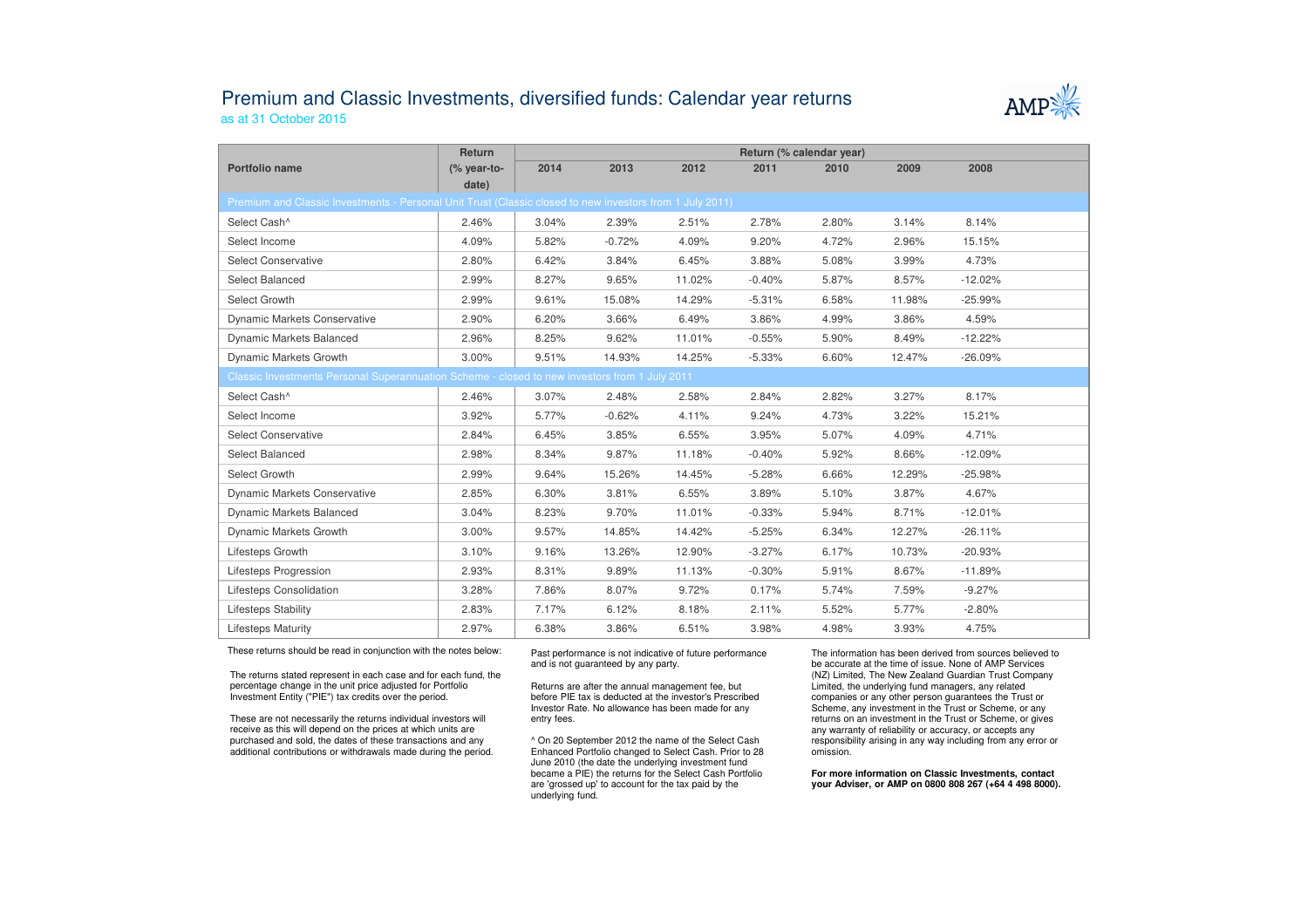# Premium and Classic Investments, diversified funds: Calendar year returns

as at 31 October 2015

| Portfolio name | Return (% year-to-date) | Return (% calendar year) | | | | | | |
|---|---|---|---|---|---|---|---|---|
| | | 2014 | 2013 | 2012 | 2011 | 2010 | 2009 | 2008 |
| Premium and Classic Investments - Personal Unit Trust (Classic closed to new investors from 1 July 2011) | | | | | | | | |
| Select Cash^ | 2.46% | 3.04% | 2.39% | 2.51% | 2.78% | 2.80% | 3.14% | 8.14% |
| Select Income | 4.09% | 5.82% | -0.72% | 4.09% | 9.20% | 4.72% | 2.96% | 15.15% |
| Select Conservative | 2.80% | 6.42% | 3.84% | 6.45% | 3.88% | 5.08% | 3.99% | 4.73% |
| Select Balanced | 2.99% | 8.27% | 9.65% | 11.02% | -0.40% | 5.87% | 8.57% | -12.02% |
| Select Growth | 2.99% | 9.61% | 15.08% | 14.29% | -5.31% | 6.58% | 11.98% | -25.99% |
| Dynamic Markets Conservative | 2.90% | 6.20% | 3.66% | 6.49% | 3.86% | 4.99% | 3.86% | 4.59% |
| Dynamic Markets Balanced | 2.96% | 8.25% | 9.62% | 11.01% | -0.55% | 5.90% | 8.49% | -12.22% |
| Dynamic Markets Growth | 3.00% | 9.51% | 14.93% | 14.25% | -5.33% | 6.60% | 12.47% | -26.09% |
| Classic Investments Personal Superannuation Scheme - closed to new investors from 1 July 2011 | | | | | | | | |
| Select Cash^ | 2.46% | 3.07% | 2.48% | 2.58% | 2.84% | 2.82% | 3.27% | 8.17% |
| Select Income | 3.92% | 5.77% | -0.62% | 4.11% | 9.24% | 4.73% | 3.22% | 15.21% |
| Select Conservative | 2.84% | 6.45% | 3.85% | 6.55% | 3.95% | 5.07% | 4.09% | 4.71% |
| Select Balanced | 2.98% | 8.34% | 9.87% | 11.18% | -0.40% | 5.92% | 8.66% | -12.09% |
| Select Growth | 2.99% | 9.64% | 15.26% | 14.45% | -5.28% | 6.66% | 12.29% | -25.98% |
| Dynamic Markets Conservative | 2.85% | 6.30% | 3.81% | 6.55% | 3.89% | 5.10% | 3.87% | 4.67% |
| Dynamic Markets Balanced | 3.04% | 8.23% | 9.70% | 11.01% | -0.33% | 5.94% | 8.71% | -12.01% |
| Dynamic Markets Growth | 3.00% | 9.57% | 14.85% | 14.42% | -5.25% | 6.34% | 12.27% | -26.11% |
| Lifesteps Growth | 3.10% | 9.16% | 13.26% | 12.90% | -3.27% | 6.17% | 10.73% | -20.93% |
| Lifesteps Progression | 2.93% | 8.31% | 9.89% | 11.13% | -0.30% | 5.91% | 8.67% | -11.89% |
| Lifesteps Consolidation | 3.28% | 7.86% | 8.07% | 9.72% | 0.17% | 5.74% | 7.59% | -9.27% |
| Lifesteps Stability | 2.83% | 7.17% | 6.12% | 8.18% | 2.11% | 5.52% | 5.77% | -2.80% |
| Lifesteps Maturity | 2.97% | 6.38% | 3.86% | 6.51% | 3.98% | 4.98% | 3.93% | 4.75% |

These returns should be read in conjunction with the notes below:

The returns stated represent in each case and for each fund, the percentage change in the unit price adjusted for Portfolio Investment Entity ("PIE") tax credits over the period.

These are not necessarily the returns individual investors will receive as this will depend on the prices at which units are purchased and sold, the dates of these transactions and any additional contributions or withdrawals made during the period.

Past performance is not indicative of future performance and is not guaranteed by any party.

Returns are after the annual management fee, but before PIE tax is deducted at the investor's Prescribed Investor Rate. No allowance has been made for any entry fees.

^ On 20 September 2012 the name of the Select Cash Enhanced Portfolio changed to Select Cash. Prior to 28 June 2010 (the date the underlying investment fund became a PIE) the returns for the Select Cash Portfolio are 'grossed up' to account for the tax paid by the underlying fund.

The information has been derived from sources believed to be accurate at the time of issue. None of AMP Services (NZ) Limited, The New Zealand Guardian Trust Company Limited, the underlying fund managers, any related companies or any other person guarantees the Trust or Scheme, any investment in the Trust or Scheme, or any returns on an investment in the Trust or Scheme, or gives any warranty of reliability or accuracy, or accepts any responsibility arising in any way including from any error or omission.

**For more information on Classic Investments, contact your Adviser, or AMP on 0800 808 267 (+64 4 498 8000).**